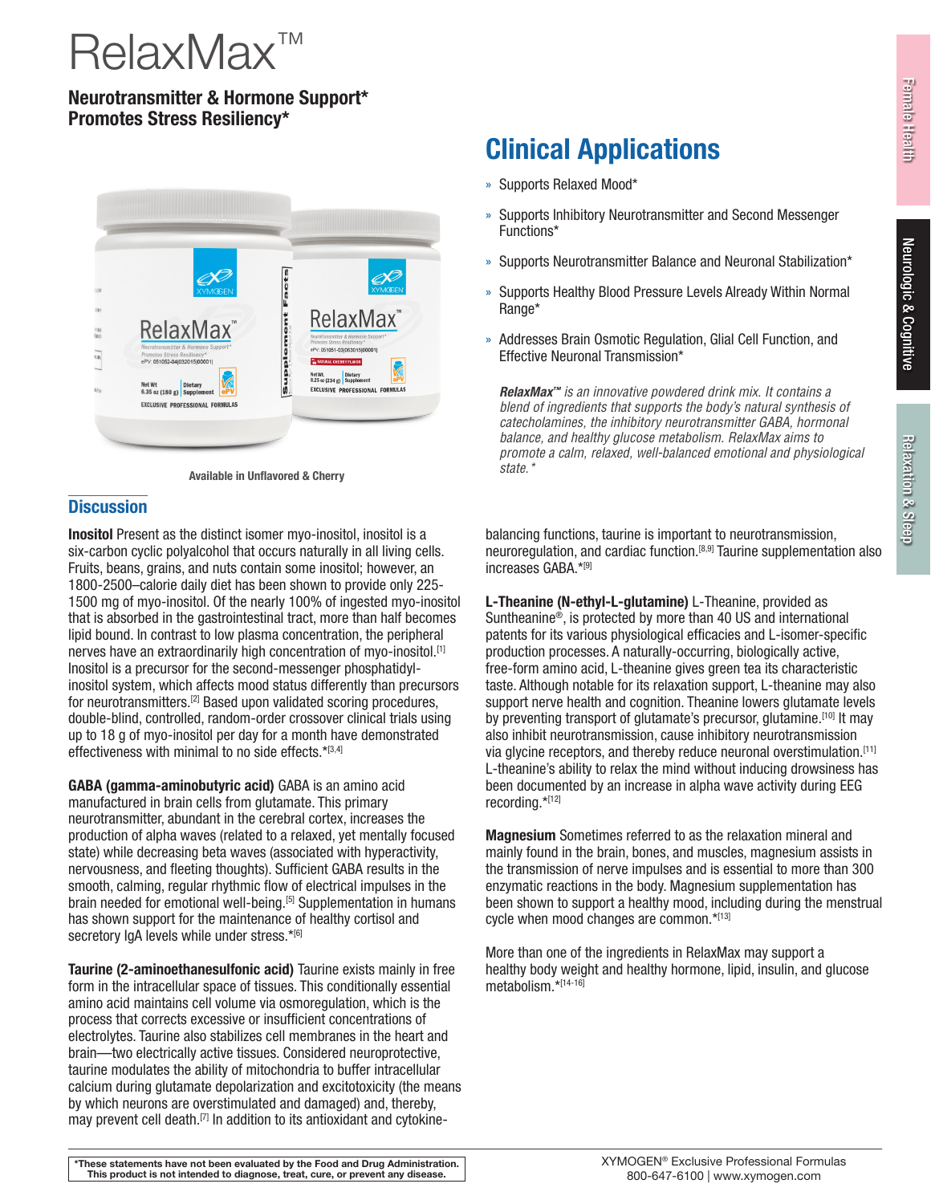# RelaxMax™

**Neurotransmitter & Hormone Support***
**Promotes Stress Resiliency***

Available in Unflavored & Cherry

## Clinical Applications

- Supports Relaxed Mood*
- Supports Inhibitory Neurotransmitter and Second Messenger Functions*
- Supports Neurotransmitter Balance and Neuronal Stabilization*
- Supports Healthy Blood Pressure Levels Already Within Normal Range*
- Addresses Brain Osmotic Regulation, Glial Cell Function, and Effective Neuronal Transmission*

***RelaxMax™*** *is an innovative powdered drink mix. It contains a blend of ingredients that supports the body's natural synthesis of catecholamines, the inhibitory neurotransmitter GABA, hormonal balance, and healthy glucose metabolism. RelaxMax aims to promote a calm, relaxed, well-balanced emotional and physiological state.**

## Discussion

**Inositol** Present as the distinct isomer myo-inositol, inositol is a six-carbon cyclic polyalcohol that occurs naturally in all living cells. Fruits, beans, grains, and nuts contain some inositol; however, an 1800-2500–calorie daily diet has been shown to provide only 225-1500 mg of myo-inositol. Of the nearly 100% of ingested myo-inositol that is absorbed in the gastrointestinal tract, more than half becomes lipid bound. In contrast to low plasma concentration, the peripheral nerves have an extraordinarily high concentration of myo-inositol.[1] Inositol is a precursor for the second-messenger phosphatidyl-inositol system, which affects mood status differently than precursors for neurotransmitters.[2] Based upon validated scoring procedures, double-blind, controlled, random-order crossover clinical trials using up to 18 g of myo-inositol per day for a month have demonstrated effectiveness with minimal to no side effects.*[3,4]

**GABA (gamma-aminobutyric acid)** GABA is an amino acid manufactured in brain cells from glutamate. This primary neurotransmitter, abundant in the cerebral cortex, increases the production of alpha waves (related to a relaxed, yet mentally focused state) while decreasing beta waves (associated with hyperactivity, nervousness, and fleeting thoughts). Sufficient GABA results in the smooth, calming, regular rhythmic flow of electrical impulses in the brain needed for emotional well-being.[5] Supplementation in humans has shown support for the maintenance of healthy cortisol and secretory IgA levels while under stress.*[6]

**Taurine (2-aminoethanesulfonic acid)** Taurine exists mainly in free form in the intracellular space of tissues. This conditionally essential amino acid maintains cell volume via osmoregulation, which is the process that corrects excessive or insufficient concentrations of electrolytes. Taurine also stabilizes cell membranes in the heart and brain—two electrically active tissues. Considered neuroprotective, taurine modulates the ability of mitochondria to buffer intracellular calcium during glutamate depolarization and excitotoxicity (the means by which neurons are overstimulated and damaged) and, thereby, may prevent cell death.[7] In addition to its antioxidant and cytokine-balancing functions, taurine is important to neurotransmission, neuroregulation, and cardiac function.[8,9] Taurine supplementation also increases GABA.*[9]

**L-Theanine (N-ethyl-L-glutamine)** L-Theanine, provided as Suntheanine®, is protected by more than 40 US and international patents for its various physiological efficacies and L-isomer-specific production processes. A naturally-occurring, biologically active, free-form amino acid, L-theanine gives green tea its characteristic taste. Although notable for its relaxation support, L-theanine may also support nerve health and cognition. Theanine lowers glutamate levels by preventing transport of glutamate's precursor, glutamine.[10] It may also inhibit neurotransmission, cause inhibitory neurotransmission via glycine receptors, and thereby reduce neuronal overstimulation.[11] L-theanine's ability to relax the mind without inducing drowsiness has been documented by an increase in alpha wave activity during EEG recording.*[12]

**Magnesium** Sometimes referred to as the relaxation mineral and mainly found in the brain, bones, and muscles, magnesium assists in the transmission of nerve impulses and is essential to more than 300 enzymatic reactions in the body. Magnesium supplementation has been shown to support a healthy mood, including during the menstrual cycle when mood changes are common.*[13]

More than one of the ingredients in RelaxMax may support a healthy body weight and healthy hormone, lipid, insulin, and glucose metabolism.*[14-16]

**\*These statements have not been evaluated by the Food and Drug Administration. This product is not intended to diagnose, treat, cure, or prevent any disease.**

XYMOGEN® Exclusive Professional Formulas
800-647-6100 | www.xymogen.com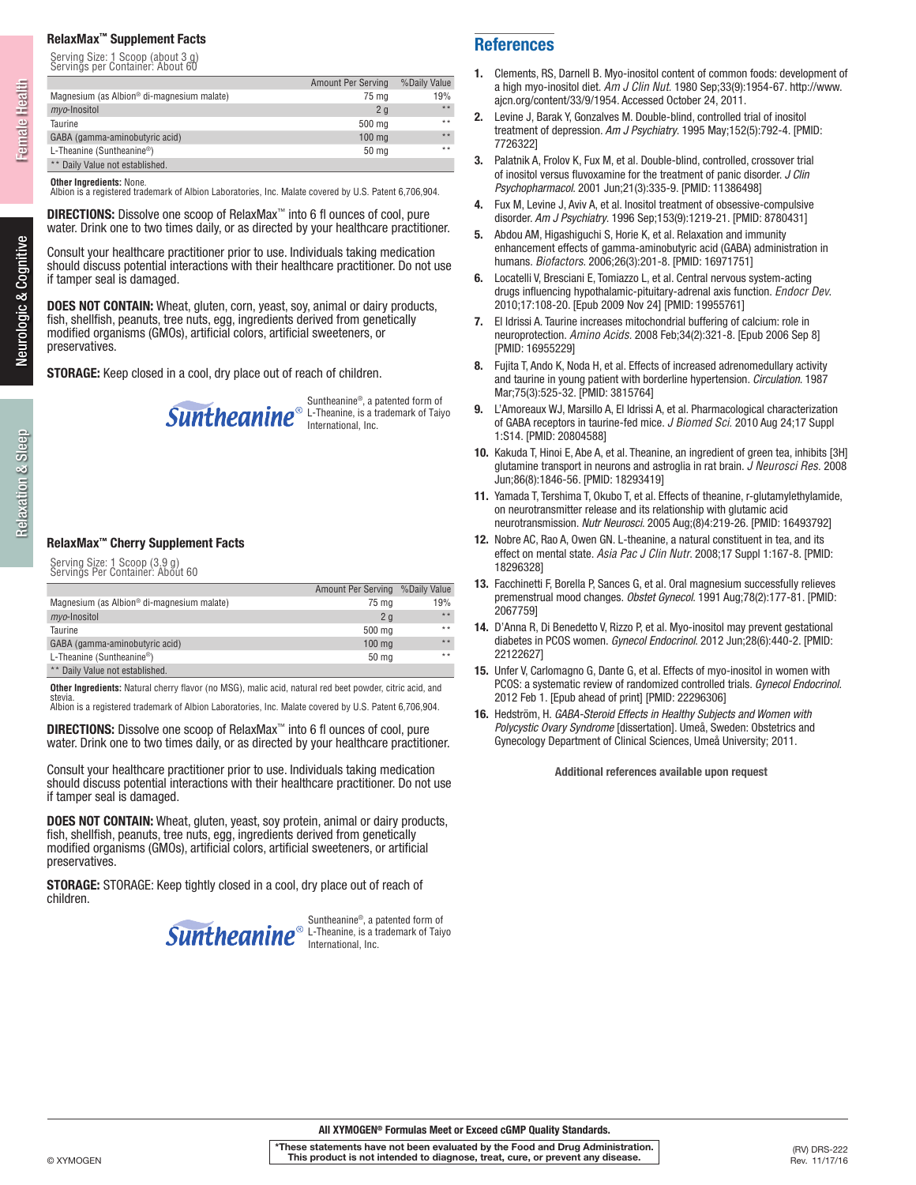## RelaxMax™ Supplement Facts

Serving Size: 1 Scoop (about 3 g)
Servings per Container: About 60

| | Amount Per Serving | %Daily Value |
|---|---|---|
| Magnesium (as Albion® di-magnesium malate) | 75 mg | 19% |
| *myo*-Inositol | 2 g | ** |
| Taurine | 500 mg | ** |
| GABA (gamma-aminobutyric acid) | 100 mg | ** |
| L-Theanine (Suntheanine®) | 50 mg | ** |
| ** Daily Value not established. | | |

**Other Ingredients:** None.
Albion is a registered trademark of Albion Laboratories, Inc. Malate covered by U.S. Patent 6,706,904.

**DIRECTIONS:** Dissolve one scoop of RelaxMax™ into 6 fl ounces of cool, pure water. Drink one to two times daily, or as directed by your healthcare practitioner.

Consult your healthcare practitioner prior to use. Individuals taking medication should discuss potential interactions with their healthcare practitioner. Do not use if tamper seal is damaged.

**DOES NOT CONTAIN:** Wheat, gluten, corn, yeast, soy, animal or dairy products, fish, shellfish, peanuts, tree nuts, egg, ingredients derived from genetically modified organisms (GMOs), artificial colors, artificial sweeteners, or preservatives.

**STORAGE:** Keep closed in a cool, dry place out of reach of children.

Suntheanine®, a patented form of L-Theanine, is a trademark of Taiyo International, Inc.

## RelaxMax™ Cherry Supplement Facts

Serving Size: 1 Scoop (3.9 g)
Servings Per Container: About 60

| | Amount Per Serving | %Daily Value |
|---|---|---|
| Magnesium (as Albion® di-magnesium malate) | 75 mg | 19% |
| *myo*-Inositol | 2 g | ** |
| Taurine | 500 mg | ** |
| GABA (gamma-aminobutyric acid) | 100 mg | ** |
| L-Theanine (Suntheanine®) | 50 mg | ** |
| ** Daily Value not established. | | |

**Other Ingredients:** Natural cherry flavor (no MSG), malic acid, natural red beet powder, citric acid, and stevia.
Albion is a registered trademark of Albion Laboratories, Inc. Malate covered by U.S. Patent 6,706,904.

**DIRECTIONS:** Dissolve one scoop of RelaxMax™ into 6 fl ounces of cool, pure water. Drink one to two times daily, or as directed by your healthcare practitioner.

Consult your healthcare practitioner prior to use. Individuals taking medication should discuss potential interactions with their healthcare practitioner. Do not use if tamper seal is damaged.

**DOES NOT CONTAIN:** Wheat, gluten, yeast, soy protein, animal or dairy products, fish, shellfish, peanuts, tree nuts, egg, ingredients derived from genetically modified organisms (GMOs), artificial colors, artificial sweeteners, or artificial preservatives.

**STORAGE:** STORAGE: Keep tightly closed in a cool, dry place out of reach of children.

Suntheanine®, a patented form of L-Theanine, is a trademark of Taiyo International, Inc.

## References

1. Clements, RS, Darnell B. Myo-inositol content of common foods: development of a high myo-inositol diet. *Am J Clin Nut.* 1980 Sep;33(9):1954-67. http://www.ajcn.org/content/33/9/1954. Accessed October 24, 2011.
2. Levine J, Barak Y, Gonzalves M. Double-blind, controlled trial of inositol treatment of depression. *Am J Psychiatry.* 1995 May;152(5):792-4. [PMID: 7726322]
3. Palatnik A, Frolov K, Fux M, et al. Double-blind, controlled, crossover trial of inositol versus fluvoxamine for the treatment of panic disorder. *J Clin Psychopharmacol.* 2001 Jun;21(3):335-9. [PMID: 11386498]
4. Fux M, Levine J, Aviv A, et al. Inositol treatment of obsessive-compulsive disorder. *Am J Psychiatry.* 1996 Sep;153(9):1219-21. [PMID: 8780431]
5. Abdou AM, Higashiguchi S, Horie K, et al. Relaxation and immunity enhancement effects of gamma-aminobutyric acid (GABA) administration in humans. *Biofactors.* 2006;26(3):201-8. [PMID: 16971751]
6. Locatelli V, Bresciani E, Tomiazzo L, et al. Central nervous system-acting drugs influencing hypothalamic-pituitary-adrenal axis function. *Endocr Dev.* 2010;17:108-20. [Epub 2009 Nov 24] [PMID: 19955761]
7. El Idrissi A. Taurine increases mitochondrial buffering of calcium: role in neuroprotection. *Amino Acids.* 2008 Feb;34(2):321-8. [Epub 2006 Sep 8] [PMID: 16955229]
8. Fujita T, Ando K, Noda H, et al. Effects of increased adrenomedullary activity and taurine in young patient with borderline hypertension. *Circulation.* 1987 Mar;75(3):525-32. [PMID: 3815764]
9. L'Amoreaux WJ, Marsillo A, El Idrissi A, et al. Pharmacological characterization of GABA receptors in taurine-fed mice. *J Biomed Sci.* 2010 Aug 24;17 Suppl 1:S14. [PMID: 20804588]
10. Kakuda T, Hinoi E, Abe A, et al. Theanine, an ingredient of green tea, inhibits [3H] glutamine transport in neurons and astroglia in rat brain. *J Neurosci Res.* 2008 Jun;86(8):1846-56. [PMID: 18293419]
11. Yamada T, Tershima T, Okubo T, et al. Effects of theanine, r-glutamylethylamide, on neurotransmitter release and its relationship with glutamic acid neurotransmission. *Nutr Neurosci.* 2005 Aug;(8)4:219-26. [PMID: 16493792]
12. Nobre AC, Rao A, Owen GN. L-theanine, a natural constituent in tea, and its effect on mental state. *Asia Pac J Clin Nutr.* 2008;17 Suppl 1:167-8. [PMID: 18296328]
13. Facchinetti F, Borella P, Sances G, et al. Oral magnesium successfully relieves premenstrual mood changes. *Obstet Gynecol.* 1991 Aug;78(2):177-81. [PMID: 2067759]
14. D'Anna R, Di Benedetto V, Rizzo P, et al. Myo-inositol may prevent gestational diabetes in PCOS women. *Gynecol Endocrinol.* 2012 Jun;28(6):440-2. [PMID: 22122627]
15. Unfer V, Carlomagno G, Dante G, et al. Effects of myo-inositol in women with PCOS: a systematic review of randomized controlled trials. *Gynecol Endocrinol.* 2012 Feb 1. [Epub ahead of print] [PMID: 22296306]
16. Hedström, H. *GABA-Steroid Effects in Healthy Subjects and Women with Polycystic Ovary Syndrome* [dissertation]. Umeå, Sweden: Obstetrics and Gynecology Department of Clinical Sciences, Umeå University; 2011.

**Additional references available upon request**

**All XYMOGEN® Formulas Meet or Exceed cGMP Quality Standards.**

**\*These statements have not been evaluated by the Food and Drug Administration. This product is not intended to diagnose, treat, cure, or prevent any disease.**

© XYMOGEN

(RV) DRS-222
Rev. 11/17/16